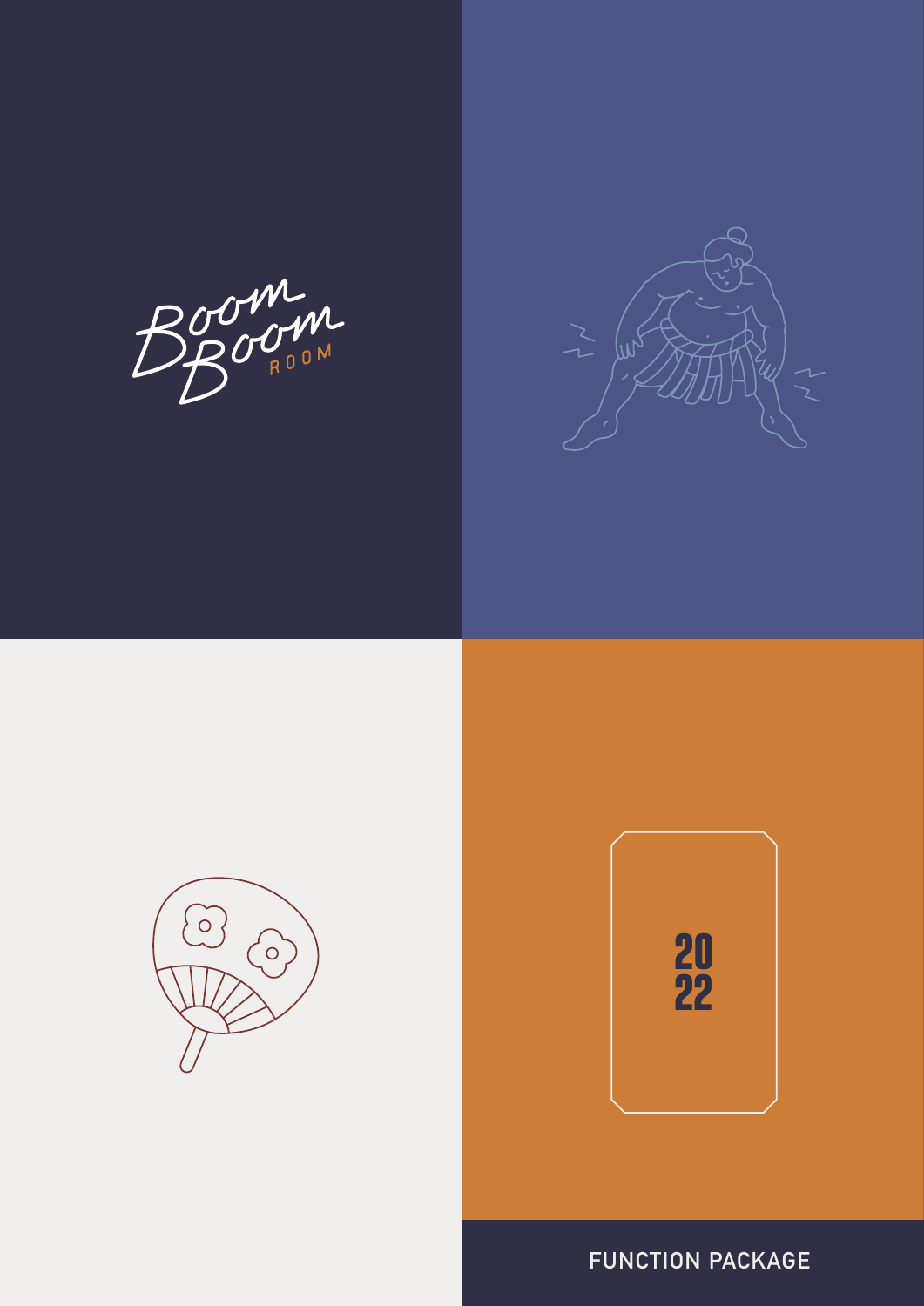# Boom Boom ROOM

2022

FUNCTION PACKAGE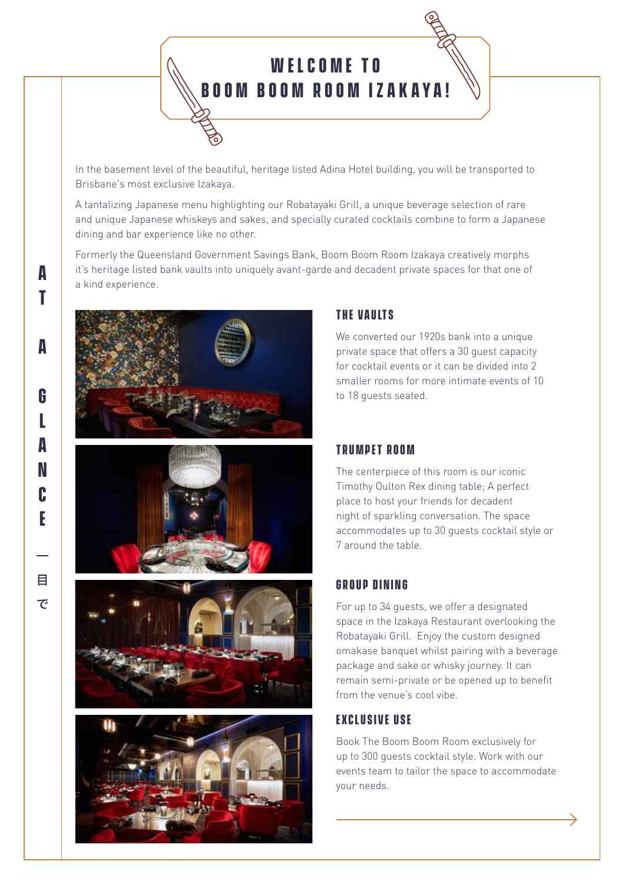# WELCOME TO BOOM BOOM ROOM IZAKAYA!

In the basement level of the beautiful, heritage listed Adina Hotel building, you will be transported to Brisbane's most exclusive Izakaya.

A tantalizing Japanese menu highlighting our Robatayaki Grill, a unique beverage selection of rare and unique Japanese whiskeys and sakes, and specially curated cocktails combine to form a Japanese dining and bar experience like no other.

Formerly the Queensland Government Savings Bank, Boom Boom Room Izakaya creatively morphs it's heritage listed bank vaults into uniquely avant-garde and decadent private spaces for that one of a kind experience.

AT A GLANCE — 目で

## THE VAULTS

We converted our 1920s bank into a unique private space that offers a 30 guest capacity for cocktail events or it can be divided into 2 smaller rooms for more intimate events of 10 to 18 guests seated.

## TRUMPET ROOM

The centerpiece of this room is our iconic Timothy Oulton Rex dining table; A perfect place to host your friends for decadent night of sparkling conversation. The space accommodates up to 30 guests cocktail style or 7 around the table.

## GROUP DINING

For up to 34 guests, we offer a designated space in the Izakaya Restaurant overlooking the Robatayaki Grill. Enjoy the custom designed omakase banquet whilst pairing with a beverage package and sake or whisky journey. It can remain semi-private or be opened up to benefit from the venue's cool vibe.

## EXCLUSIVE USE

Book The Boom Boom Room exclusively for up to 300 guests cocktail style. Work with our events team to tailor the space to accommodate your needs.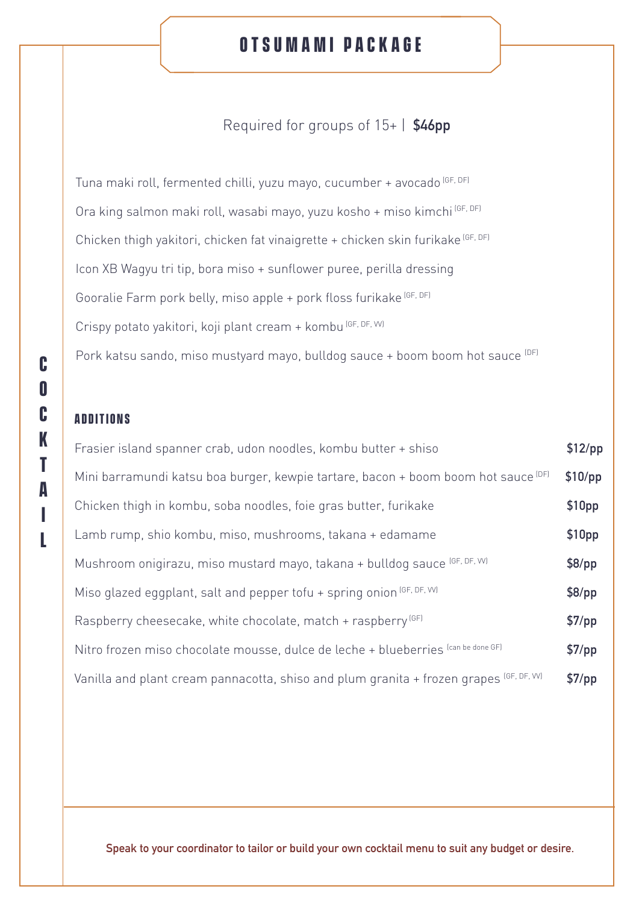# OTSUMAMI PACKAGE

Required for groups of 15+ | **$46pp**

Tuna maki roll, fermented chilli, yuzu mayo, cucumber + avocado (GF, DF)

Ora king salmon maki roll, wasabi mayo, yuzu kosho + miso kimchi (GF, DF)

Chicken thigh yakitori, chicken fat vinaigrette + chicken skin furikake (GF, DF)

Icon XB Wagyu tri tip, bora miso + sunflower puree, perilla dressing

Gooralie Farm pork belly, miso apple + pork floss furikake (GF, DF)

Crispy potato yakitori, koji plant cream + kombu (GF, DF, VV)

Pork katsu sando, miso mustyard mayo, bulldog sauce + boom boom hot sauce (DF)

## ADDITIONS

| Item | Price |
| --- | --- |
| Frasier island spanner crab, udon noodles, kombu butter + shiso | **$12/pp** |
| Mini barramundi katsu boa burger, kewpie tartare, bacon + boom boom hot sauce (DF) | **$10/pp** |
| Chicken thigh in kombu, soba noodles, foie gras butter, furikake | **$10pp** |
| Lamb rump, shio kombu, miso, mushrooms, takana + edamame | **$10pp** |
| Mushroom onigirazu, miso mustard mayo, takana + bulldog sauce (GF, DF, VV) | **$8/pp** |
| Miso glazed eggplant, salt and pepper tofu + spring onion (GF, DF, VV) | **$8/pp** |
| Raspberry cheesecake, white chocolate, match + raspberry (GF) | **$7/pp** |
| Nitro frozen miso chocolate mousse, dulce de leche + blueberries (can be done GF) | **$7/pp** |
| Vanilla and plant cream pannacotta, shiso and plum granita + frozen grapes (GF, DF, VV) | **$7/pp** |

COCKTAIL

**Speak to your coordinator to tailor or build your own cocktail menu to suit any budget or desire.**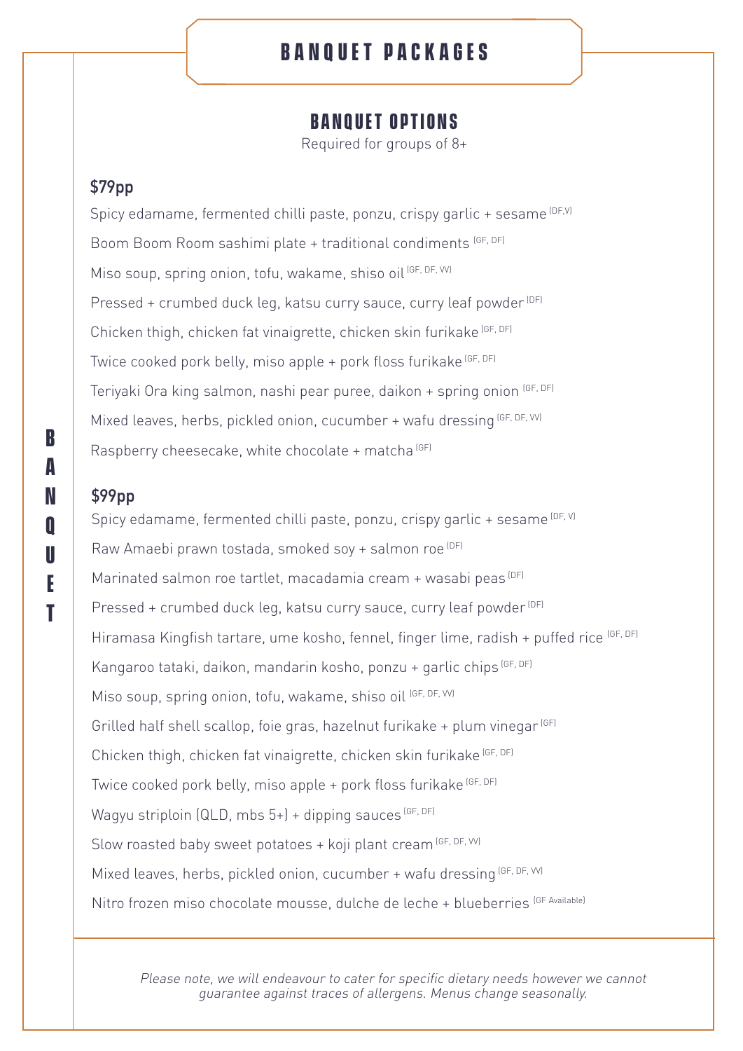# BANQUET PACKAGES

## BANQUET OPTIONS

Required for groups of 8+

### $79pp

Spicy edamame, fermented chilli paste, ponzu, crispy garlic + sesame (DF,V)

Boom Boom Room sashimi plate + traditional condiments (GF, DF)

Miso soup, spring onion, tofu, wakame, shiso oil (GF, DF, VV)

Pressed + crumbed duck leg, katsu curry sauce, curry leaf powder (DF)

Chicken thigh, chicken fat vinaigrette, chicken skin furikake (GF, DF)

Twice cooked pork belly, miso apple + pork floss furikake (GF, DF)

Teriyaki Ora king salmon, nashi pear puree, daikon + spring onion (GF, DF)

Mixed leaves, herbs, pickled onion, cucumber + wafu dressing (GF, DF, VV)

Raspberry cheesecake, white chocolate + matcha (GF)

### $99pp

Spicy edamame, fermented chilli paste, ponzu, crispy garlic + sesame (DF, V)

Raw Amaebi prawn tostada, smoked soy + salmon roe (DF)

Marinated salmon roe tartlet, macadamia cream + wasabi peas (DF)

Pressed + crumbed duck leg, katsu curry sauce, curry leaf powder (DF)

Hiramasa Kingfish tartare, ume kosho, fennel, finger lime, radish + puffed rice (GF, DF)

Kangaroo tataki, daikon, mandarin kosho, ponzu + garlic chips (GF, DF)

Miso soup, spring onion, tofu, wakame, shiso oil (GF, DF, VV)

Grilled half shell scallop, foie gras, hazelnut furikake + plum vinegar (GF)

Chicken thigh, chicken fat vinaigrette, chicken skin furikake (GF, DF)

Twice cooked pork belly, miso apple + pork floss furikake (GF, DF)

Wagyu striploin (QLD, mbs 5+) + dipping sauces (GF, DF)

Slow roasted baby sweet potatoes + koji plant cream (GF, DF, VV)

Mixed leaves, herbs, pickled onion, cucumber + wafu dressing (GF, DF, VV)

Nitro frozen miso chocolate mousse, dulche de leche + blueberries (GF Available)

*Please note, we will endeavour to cater for specific dietary needs however we cannot guarantee against traces of allergens. Menus change seasonally.*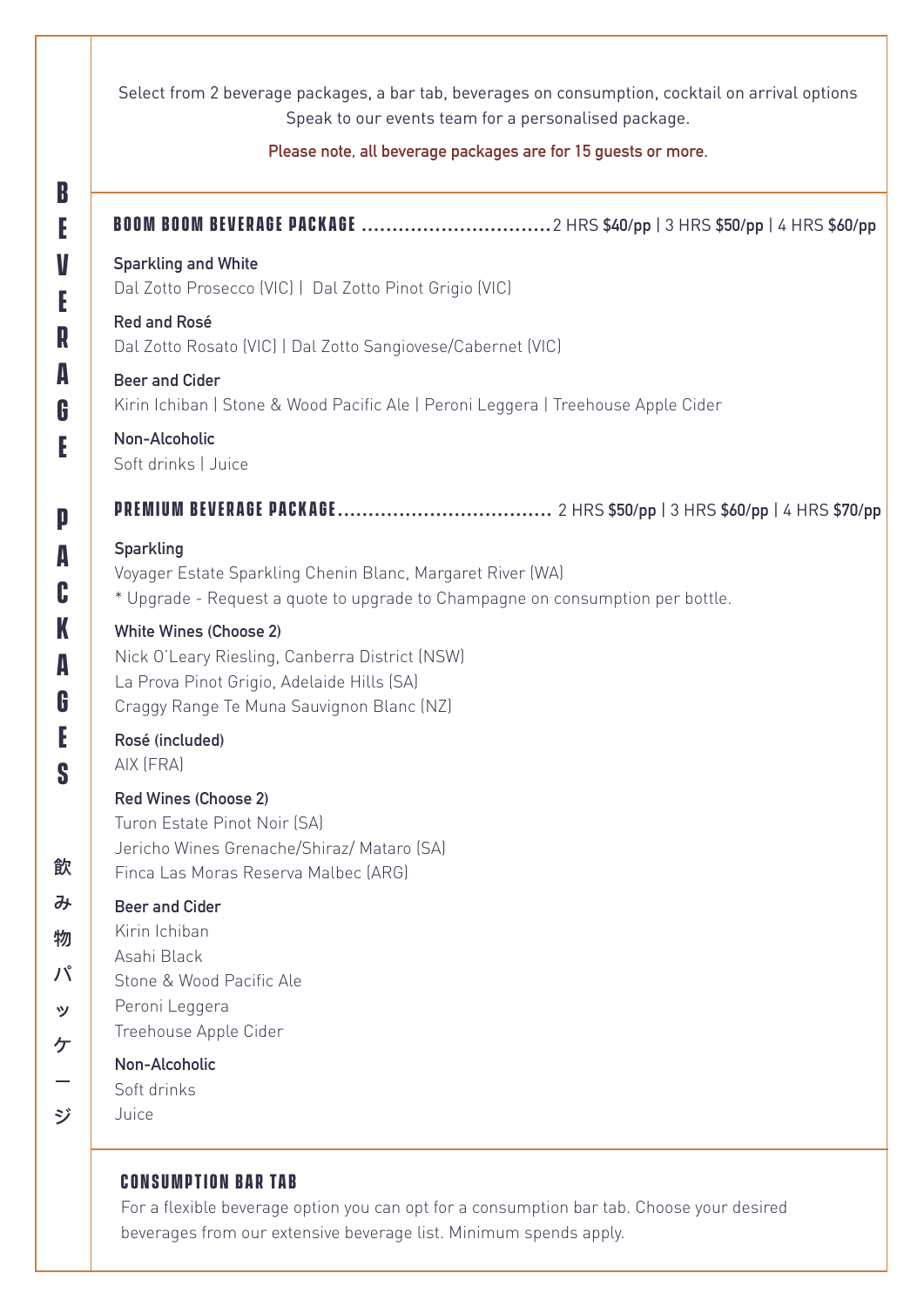# BEVERAGE PACKAGES

飲み物パッケージ

Select from 2 beverage packages, a bar tab, beverages on consumption, cocktail on arrival options
Speak to our events team for a personalised package.

**Please note, all beverage packages are for 15 guests or more.**

## BOOM BOOM BEVERAGE PACKAGE ............................... 2 HRS **$40/pp** | 3 HRS **$50/pp** | 4 HRS **$60/pp**

**Sparkling and White**
Dal Zotto Prosecco (VIC) | Dal Zotto Pinot Grigio (VIC)

**Red and Rosé**
Dal Zotto Rosato (VIC) | Dal Zotto Sangiovese/Cabernet (VIC)

**Beer and Cider**
Kirin Ichiban | Stone & Wood Pacific Ale | Peroni Leggera | Treehouse Apple Cider

**Non-Alcoholic**
Soft drinks | Juice

## PREMIUM BEVERAGE PACKAGE.................................... 2 HRS **$50/pp** | 3 HRS **$60/pp** | 4 HRS **$70/pp**

**Sparkling**
Voyager Estate Sparkling Chenin Blanc, Margaret River (WA)
* Upgrade - Request a quote to upgrade to Champagne on consumption per bottle.

**White Wines (Choose 2)**
Nick O'Leary Riesling, Canberra District (NSW)
La Prova Pinot Grigio, Adelaide Hills (SA)
Craggy Range Te Muna Sauvignon Blanc (NZ)

**Rosé (included)**
AIX (FRA)

**Red Wines (Choose 2)**
Turon Estate Pinot Noir (SA)
Jericho Wines Grenache/Shiraz/ Mataro (SA)
Finca Las Moras Reserva Malbec (ARG)

**Beer and Cider**
Kirin Ichiban
Asahi Black
Stone & Wood Pacific Ale
Peroni Leggera
Treehouse Apple Cider

**Non-Alcoholic**
Soft drinks
Juice

## CONSUMPTION BAR TAB

For a flexible beverage option you can opt for a consumption bar tab. Choose your desired beverages from our extensive beverage list. Minimum spends apply.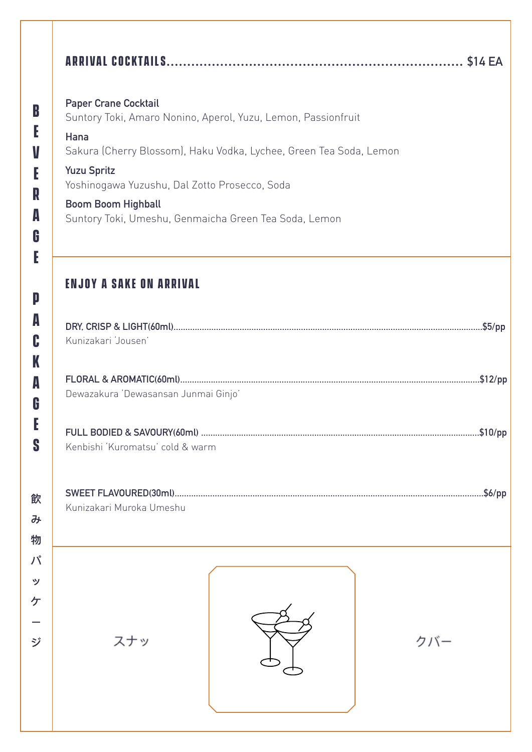BEVERAGE PACKAGES

飲み物パッケージ

## ARRIVAL COCKTAILS........ $14 EA

**Paper Crane Cocktail**
Suntory Toki, Amaro Nonino, Aperol, Yuzu, Lemon, Passionfruit

**Hana**
Sakura (Cherry Blossom), Haku Vodka, Lychee, Green Tea Soda, Lemon

**Yuzu Spritz**
Yoshinogawa Yuzushu, Dal Zotto Prosecco, Soda

**Boom Boom Highball**
Suntory Toki, Umeshu, Genmaicha Green Tea Soda, Lemon

## ENJOY A SAKE ON ARRIVAL

**DRY, CRISP & LIGHT(60ml)........$5/pp**
Kunizakari 'Jousen'

**FLORAL & AROMATIC(60ml)........$12/pp**
Dewazakura 'Dewasansan Junmai Ginjo'

**FULL BODIED & SAVOURY(60ml)........$10/pp**
Kenbishi 'Kuromatsu' cold & warm

**SWEET FLAVOURED(30ml)........$6/pp**
Kunizakari Muroka Umeshu

スナッ クバー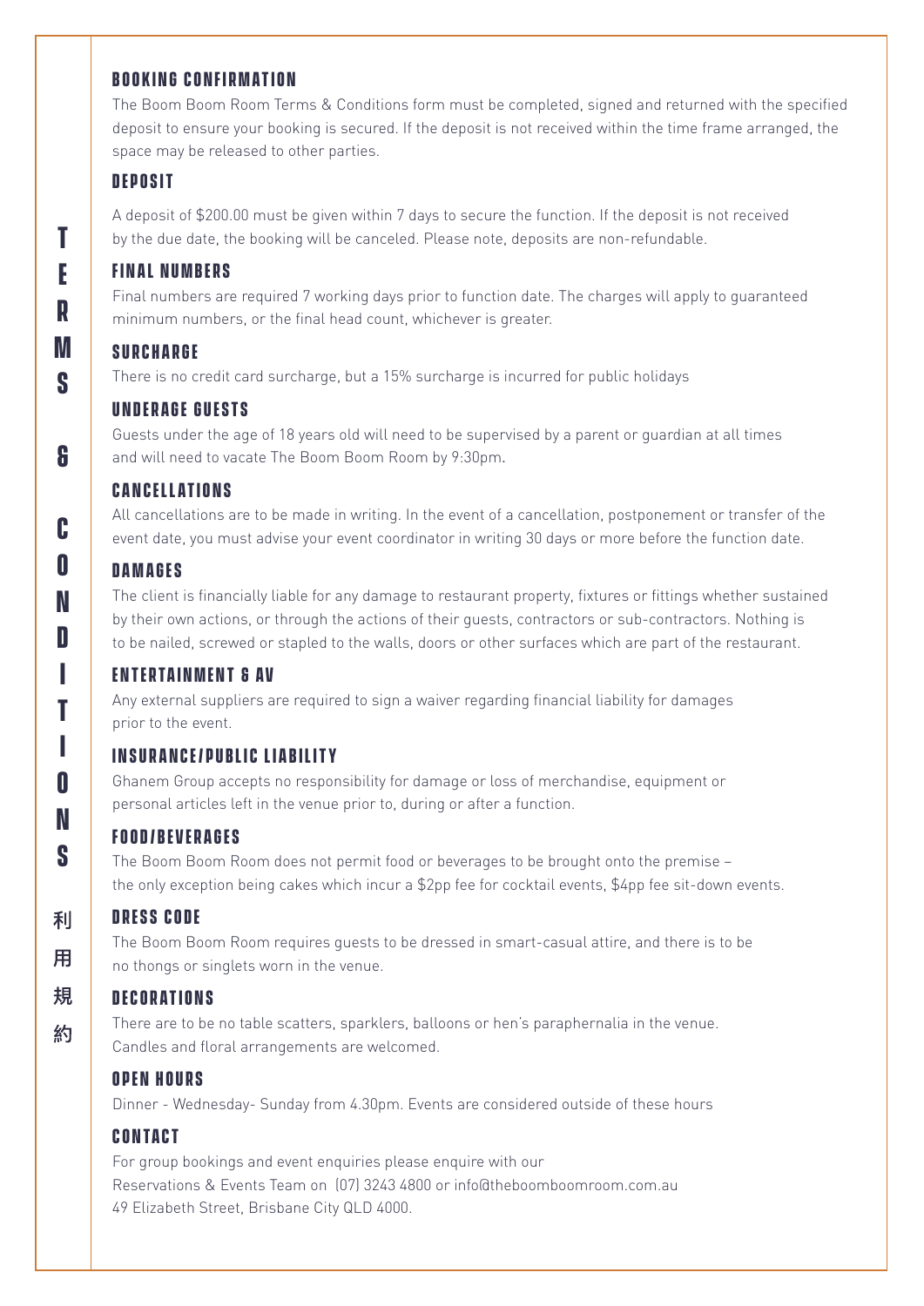# TERMS & CONDITIONS 利用規約

## BOOKING CONFIRMATION

The Boom Boom Room Terms & Conditions form must be completed, signed and returned with the specified deposit to ensure your booking is secured. If the deposit is not received within the time frame arranged, the space may be released to other parties.

## DEPOSIT

A deposit of $200.00 must be given within 7 days to secure the function. If the deposit is not received by the due date, the booking will be canceled. Please note, deposits are non-refundable.

## FINAL NUMBERS

Final numbers are required 7 working days prior to function date. The charges will apply to guaranteed minimum numbers, or the final head count, whichever is greater.

## SURCHARGE

There is no credit card surcharge, but a 15% surcharge is incurred for public holidays

## UNDERAGE GUESTS

Guests under the age of 18 years old will need to be supervised by a parent or guardian at all times and will need to vacate The Boom Boom Room by 9:30pm.

## CANCELLATIONS

All cancellations are to be made in writing. In the event of a cancellation, postponement or transfer of the event date, you must advise your event coordinator in writing 30 days or more before the function date.

## DAMAGES

The client is financially liable for any damage to restaurant property, fixtures or fittings whether sustained by their own actions, or through the actions of their guests, contractors or sub-contractors. Nothing is to be nailed, screwed or stapled to the walls, doors or other surfaces which are part of the restaurant.

## ENTERTAINMENT & AV

Any external suppliers are required to sign a waiver regarding financial liability for damages prior to the event.

## INSURANCE/PUBLIC LIABILITY

Ghanem Group accepts no responsibility for damage or loss of merchandise, equipment or personal articles left in the venue prior to, during or after a function.

## FOOD/BEVERAGES

The Boom Boom Room does not permit food or beverages to be brought onto the premise – the only exception being cakes which incur a $2pp fee for cocktail events, $4pp fee sit-down events.

## DRESS CODE

The Boom Boom Room requires guests to be dressed in smart-casual attire, and there is to be no thongs or singlets worn in the venue.

## DECORATIONS

There are to be no table scatters, sparklers, balloons or hen's paraphernalia in the venue. Candles and floral arrangements are welcomed.

## OPEN HOURS

Dinner - Wednesday- Sunday from 4.30pm. Events are considered outside of these hours

## CONTACT

For group bookings and event enquiries please enquire with our
Reservations & Events Team on (07) 3243 4800 or info@theboomboomroom.com.au
49 Elizabeth Street, Brisbane City QLD 4000.